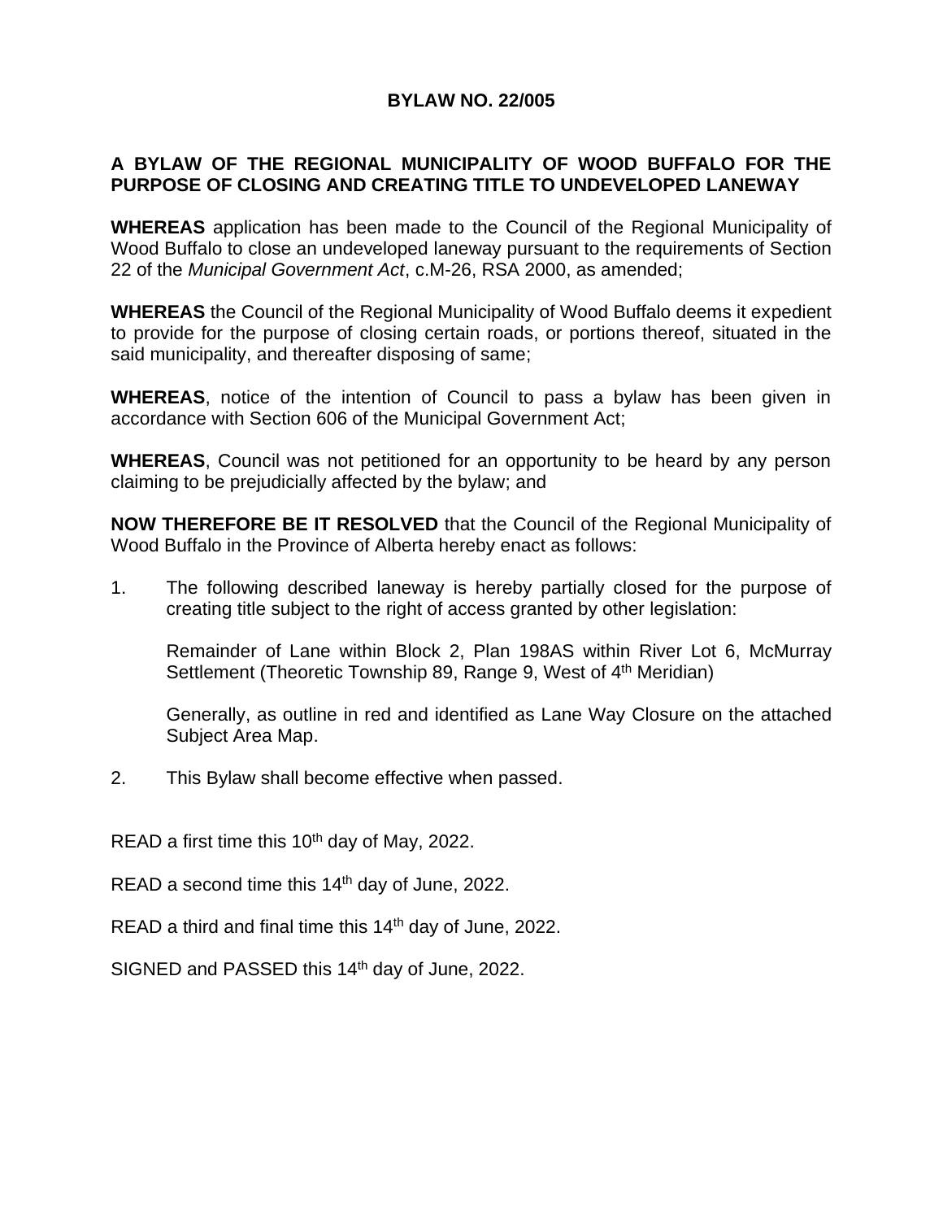# BYLAW NO. 22/005

## A BYLAW OF THE REGIONAL MUNICIPALITY OF WOOD BUFFALO FOR THE PURPOSE OF CLOSING AND CREATING TITLE TO UNDEVELOPED LANEWAY

**WHEREAS** application has been made to the Council of the Regional Municipality of Wood Buffalo to close an undeveloped laneway pursuant to the requirements of Section 22 of the *Municipal Government Act*, c.M-26, RSA 2000, as amended;

**WHEREAS** the Council of the Regional Municipality of Wood Buffalo deems it expedient to provide for the purpose of closing certain roads, or portions thereof, situated in the said municipality, and thereafter disposing of same;

**WHEREAS**, notice of the intention of Council to pass a bylaw has been given in accordance with Section 606 of the Municipal Government Act;

**WHEREAS**, Council was not petitioned for an opportunity to be heard by any person claiming to be prejudicially affected by the bylaw; and

**NOW THEREFORE BE IT RESOLVED** that the Council of the Regional Municipality of Wood Buffalo in the Province of Alberta hereby enact as follows:

1. The following described laneway is hereby partially closed for the purpose of creating title subject to the right of access granted by other legislation:

   Remainder of Lane within Block 2, Plan 198AS within River Lot 6, McMurray Settlement (Theoretic Township 89, Range 9, West of 4th Meridian)

   Generally, as outline in red and identified as Lane Way Closure on the attached Subject Area Map.

2. This Bylaw shall become effective when passed.

READ a first time this 10th day of May, 2022.

READ a second time this 14th day of June, 2022.

READ a third and final time this 14th day of June, 2022.

SIGNED and PASSED this 14th day of June, 2022.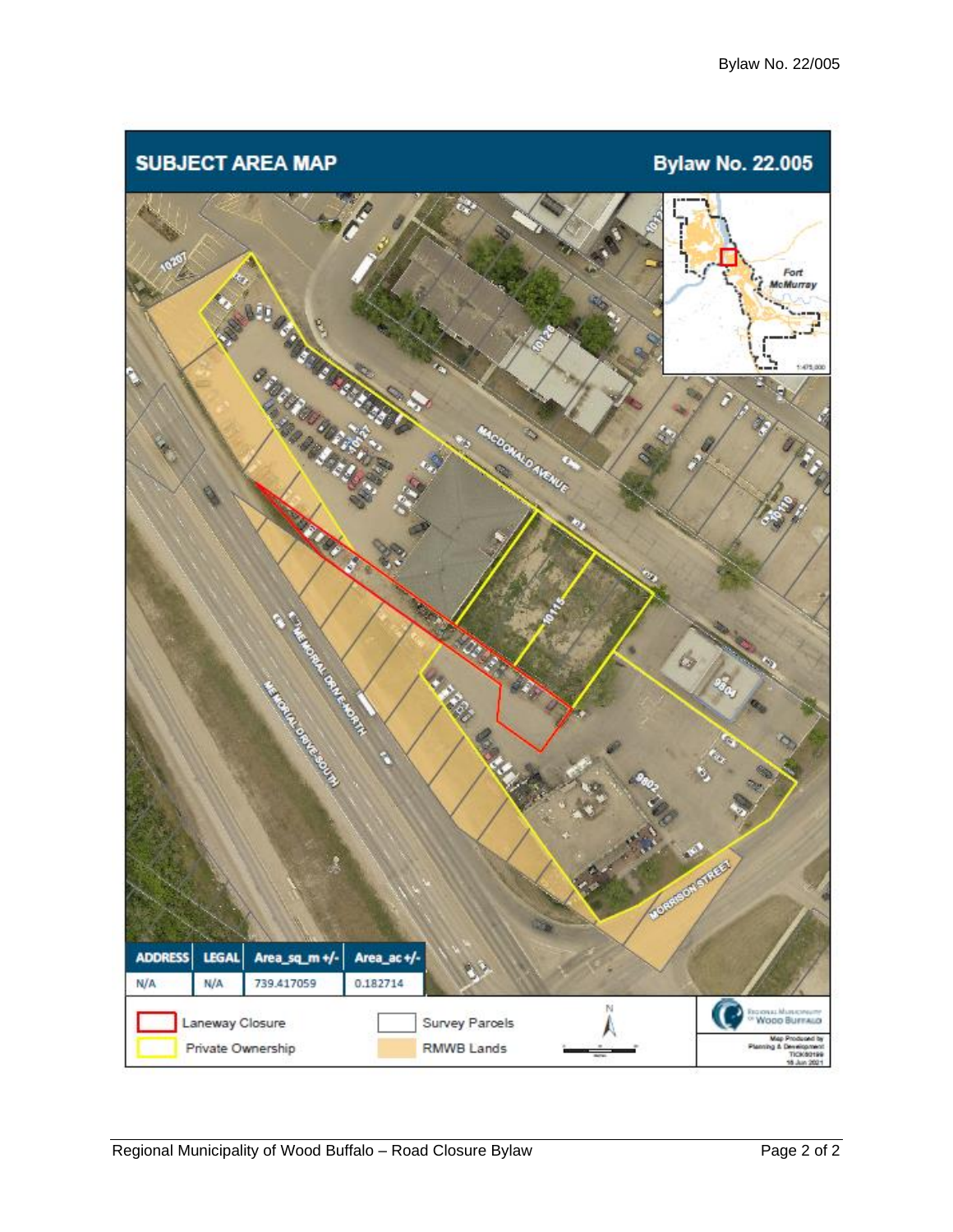Bylaw No. 22/005

## SUBJECT AREA MAP

**Bylaw No. 22.005**

| ADDRESS | LEGAL | Area_sq_m +/- | Area_ac +/- |
|---|---|---|---|
| N/A | N/A | 739.417059 | 0.182714 |

Laneway Closure

Private Ownership

Survey Parcels

RMWB Lands

Map Produced by Planning & Development

TICK80199

16 Jun 2021